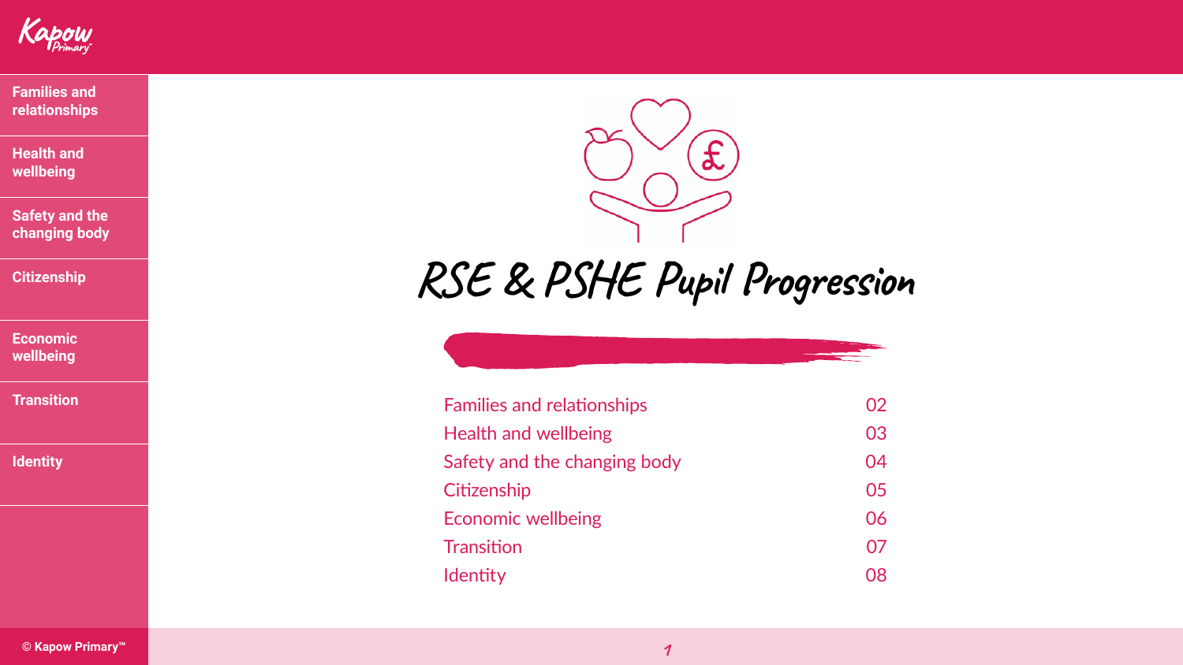# RSE & PSHE Pupil Progression

| | |
|---|---|
| Families and relationships | 02 |
| Health and wellbeing | 03 |
| Safety and the changing body | 04 |
| Citizenship | 05 |
| Economic wellbeing | 06 |
| Transition | 07 |
| Identity | 08 |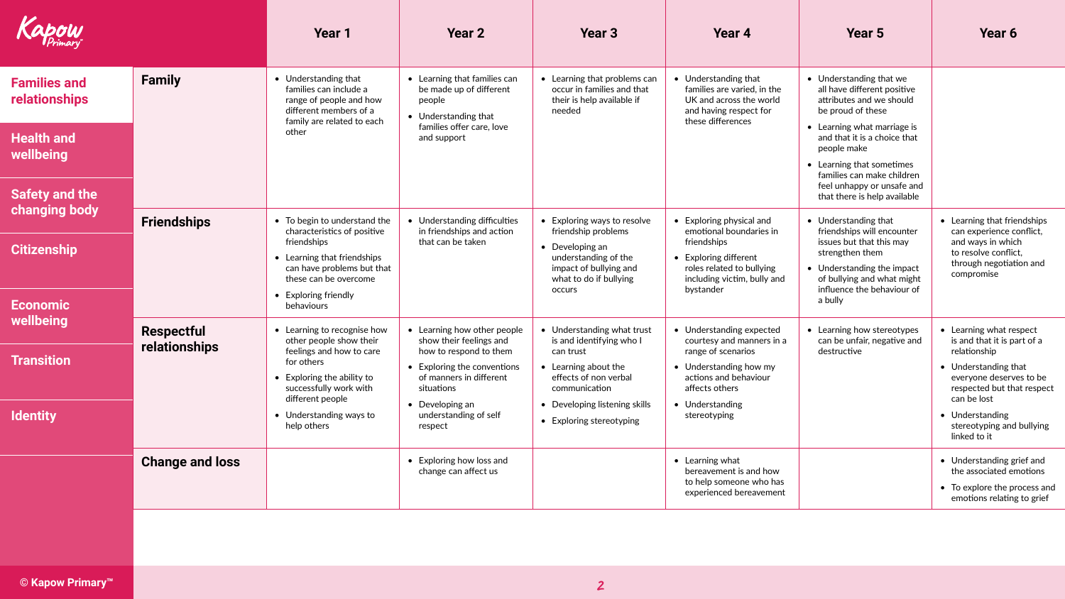**Families and relationships**

- Health and wellbeing
- Safety and the changing body
- Citizenship
- Economic wellbeing
- Transition
- Identity

| | Year 1 | Year 2 | Year 3 | Year 4 | Year 5 | Year 6 |
|---|---|---|---|---|---|---|
| **Family** | • Understanding that families can include a range of people and how different members of a family are related to each other | • Learning that families can be made up of different people<br>• Understanding that families offer care, love and support | • Learning that problems can occur in families and that their is help available if needed | • Understanding that families are varied, in the UK and across the world and having respect for these differences | • Understanding that we all have different positive attributes and we should be proud of these<br>• Learning what marriage is and that it is a choice that people make<br>• Learning that sometimes families can make children feel unhappy or unsafe and that there is help available | |
| **Friendships** | • To begin to understand the characteristics of positive friendships<br>• Learning that friendships can have problems but that these can be overcome<br>• Exploring friendly behaviours | • Understanding difficulties in friendships and action that can be taken | • Exploring ways to resolve friendship problems<br>• Developing an understanding of the impact of bullying and what to do if bullying occurs | • Exploring physical and emotional boundaries in friendships<br>• Exploring different roles related to bullying including victim, bully and bystander | • Understanding that friendships will encounter issues but that this may strengthen them<br>• Understanding the impact of bullying and what might influence the behaviour of a bully | • Learning that friendships can experience conflict, and ways in which to resolve conflict, through negotiation and compromise |
| **Respectful relationships** | • Learning to recognise how other people show their feelings and how to care for others<br>• Exploring the ability to successfully work with different people<br>• Understanding ways to help others | • Learning how other people show their feelings and how to respond to them<br>• Exploring the conventions of manners in different situations<br>• Developing an understanding of self respect | • Understanding what trust is and identifying who I can trust<br>• Learning about the effects of non verbal communication<br>• Developing listening skills<br>• Exploring stereotyping | • Understanding expected courtesy and manners in a range of scenarios<br>• Understanding how my actions and behaviour affects others<br>• Understanding stereotyping | • Learning how stereotypes can be unfair, negative and destructive | • Learning what respect is and that it is part of a relationship<br>• Understanding that everyone deserves to be respected but that respect can be lost<br>• Understanding stereotyping and bullying linked to it |
| **Change and loss** | | • Exploring how loss and change can affect us | | • Learning what bereavement is and how to help someone who has experienced bereavement | | • Understanding grief and the associated emotions<br>• To explore the process and emotions relating to grief |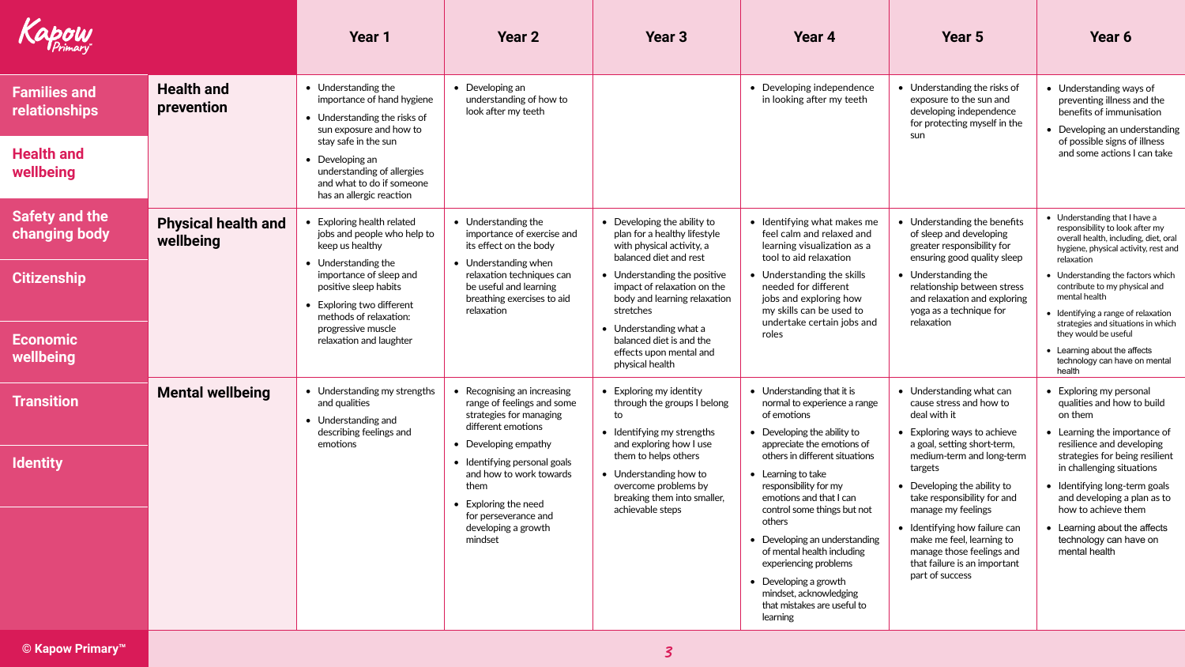| | | Year 1 | Year 2 | Year 3 | Year 4 | Year 5 | Year 6 |
|---|---|---|---|---|---|---|---|
| **Families and relationships** / **Health and wellbeing** | **Health and prevention** | • Understanding the importance of hand hygiene<br>• Understanding the risks of sun exposure and how to stay safe in the sun<br>• Developing an understanding of allergies and what to do if someone has an allergic reaction | • Developing an understanding of how to look after my teeth | | • Developing independence in looking after my teeth | • Understanding the risks of exposure to the sun and developing independence for protecting myself in the sun | • Understanding ways of preventing illness and the benefits of immunisation<br>• Developing an understanding of possible signs of illness and some actions I can take |
| **Safety and the changing body** / **Citizenship** / **Economic wellbeing** | **Physical health and wellbeing** | • Exploring health related jobs and people who help to keep us healthy<br>• Understanding the importance of sleep and positive sleep habits<br>• Exploring two different methods of relaxation: progressive muscle relaxation and laughter | • Understanding the importance of exercise and its effect on the body<br>• Understanding when relaxation techniques can be useful and learning breathing exercises to aid relaxation | • Developing the ability to plan for a healthy lifestyle with physical activity, a balanced diet and rest<br>• Understanding the positive impact of relaxation on the body and learning relaxation stretches<br>• Understanding what a balanced diet is and the effects upon mental and physical health | • Identifying what makes me feel calm and relaxed and learning visualization as a tool to aid relaxation<br>• Understanding the skills needed for different jobs and exploring how my skills can be used to undertake certain jobs and roles | • Understanding the benefits of sleep and developing greater responsibility for ensuring good quality sleep<br>• Understanding the relationship between stress and relaxation and exploring yoga as a technique for relaxation | • Understanding that I have a responsibility to look after my overall health, including, diet, oral hygiene, physical activity, rest and relaxation<br>• Understanding the factors which contribute to my physical and mental health<br>• Identifying a range of relaxation strategies and situations in which they would be useful<br>• Learning about the affects technology can have on mental health |
| **Transition** / **Identity** | **Mental wellbeing** | • Understanding my strengths and qualities<br>• Understanding and describing feelings and emotions | • Recognising an increasing range of feelings and some strategies for managing different emotions<br>• Developing empathy<br>• Identifying personal goals and how to work towards them<br>• Exploring the need for perseverance and developing a growth mindset | • Exploring my identity through the groups I belong to<br>• Identifying my strengths and exploring how I use them to helps others<br>• Understanding how to overcome problems by breaking them into smaller, achievable steps | • Understanding that it is normal to experience a range of emotions<br>• Developing the ability to appreciate the emotions of others in different situations<br>• Learning to take responsibility for my emotions and that I can control some things but not others<br>• Developing an understanding of mental health including experiencing problems<br>• Developing a growth mindset, acknowledging that mistakes are useful to learning | • Understanding what can cause stress and how to deal with it<br>• Exploring ways to achieve a goal, setting short-term, medium-term and long-term targets<br>• Developing the ability to take responsibility for and manage my feelings<br>• Identifying how failure can make me feel, learning to manage those feelings and that failure is an important part of success | • Exploring my personal qualities and how to build on them<br>• Learning the importance of resilience and developing strategies for being resilient in challenging situations<br>• Identifying long-term goals and developing a plan as to how to achieve them<br>• Learning about the affects technology can have on mental health |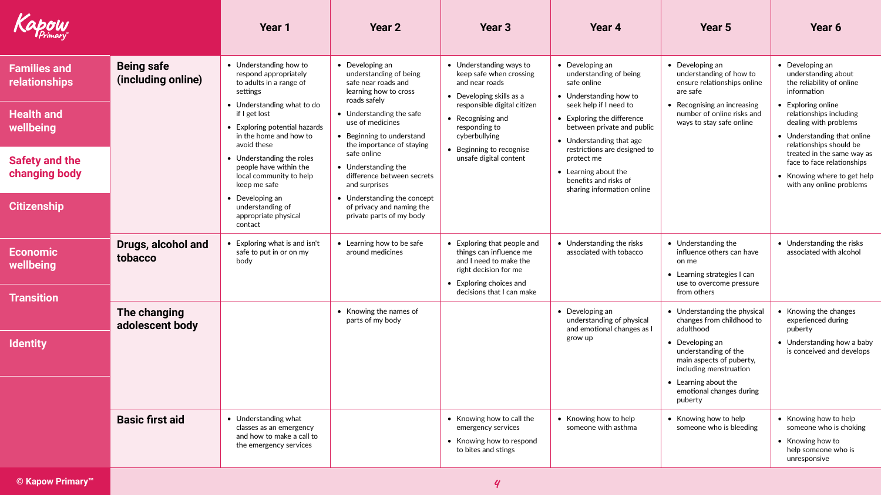| | | Year 1 | Year 2 | Year 3 | Year 4 | Year 5 | Year 6 |
|---|---|---|---|---|---|---|---|
| Families and relationships<br>Health and wellbeing<br>**Safety and the changing body**<br>Citizenship<br>Economic wellbeing<br>Transition<br>Identity | **Being safe (including online)** | • Understanding how to respond appropriately to adults in a range of settings<br>• Understanding what to do if I get lost<br>• Exploring potential hazards in the home and how to avoid these<br>• Understanding the roles people have within the local community to help keep me safe<br>• Developing an understanding of appropriate physical contact | • Developing an understanding of being safe near roads and learning how to cross roads safely<br>• Understanding the safe use of medicines<br>• Beginning to understand the importance of staying safe online<br>• Understanding the difference between secrets and surprises<br>• Understanding the concept of privacy and naming the private parts of my body | • Understanding ways to keep safe when crossing and near roads<br>• Developing skills as a responsible digital citizen<br>• Recognising and responding to cyberbullying<br>• Beginning to recognise unsafe digital content | • Developing an understanding of being safe online<br>• Understanding how to seek help if I need to<br>• Exploring the difference between private and public<br>• Understanding that age restrictions are designed to protect me<br>• Learning about the benefits and risks of sharing information online | • Developing an understanding of how to ensure relationships online are safe<br>• Recognising an increasing number of online risks and ways to stay safe online | • Developing an understanding about the reliability of online information<br>• Exploring online relationships including dealing with problems<br>• Understanding that online relationships should be treated in the same way as face to face relationships<br>• Knowing where to get help with any online problems |
| | **Drugs, alcohol and tobacco** | • Exploring what is and isn't safe to put in or on my body | • Learning how to be safe around medicines | • Exploring that people and things can influence me and I need to make the right decision for me<br>• Exploring choices and decisions that I can make | • Understanding the risks associated with tobacco | • Understanding the influence others can have on me<br>• Learning strategies I can use to overcome pressure from others | • Understanding the risks associated with alcohol |
| | **The changing adolescent body** | | • Knowing the names of parts of my body | | • Developing an understanding of physical and emotional changes as I grow up | • Understanding the physical changes from childhood to adulthood<br>• Developing an understanding of the main aspects of puberty, including menstruation<br>• Learning about the emotional changes during puberty | • Knowing the changes experienced during puberty<br>• Understanding how a baby is conceived and develops |
| | **Basic first aid** | • Understanding what classes as an emergency and how to make a call to the emergency services | | • Knowing how to call the emergency services<br>• Knowing how to respond to bites and stings | • Knowing how to help someone with asthma | • Knowing how to help someone who is bleeding | • Knowing how to help someone who is choking<br>• Knowing how to help someone who is unresponsive |

© Kapow Primary™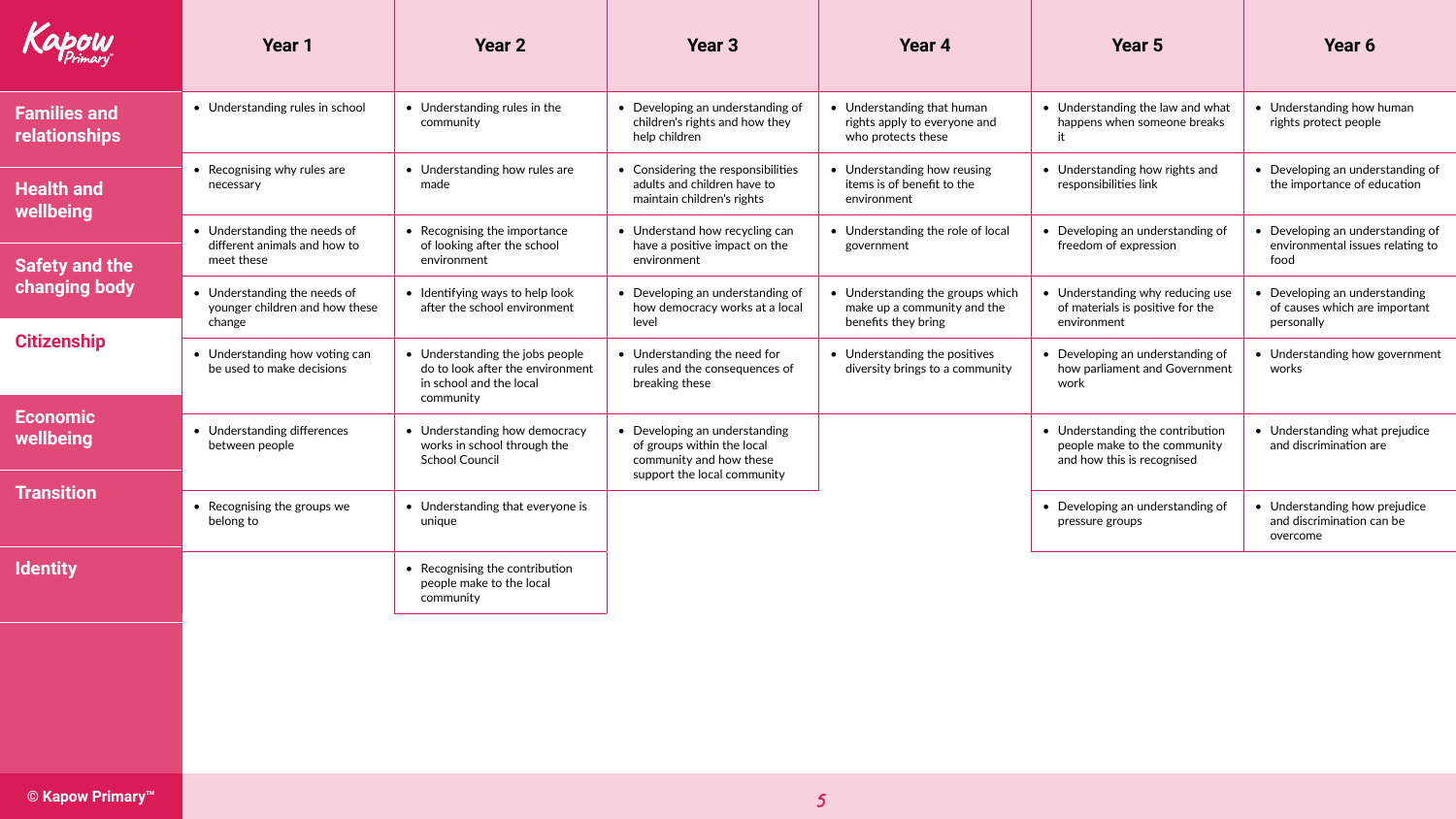| | Year 1 | Year 2 | Year 3 | Year 4 | Year 5 | Year 6 |
|---|---|---|---|---|---|---|
| **Citizenship** | • Understanding rules in school | • Understanding rules in the community | • Developing an understanding of children's rights and how they help children | • Understanding that human rights apply to everyone and who protects these | • Understanding the law and what happens when someone breaks it | • Understanding how human rights protect people |
| | • Recognising why rules are necessary | • Understanding how rules are made | • Considering the responsibilities adults and children have to maintain children's rights | • Understanding how reusing items is of benefit to the environment | • Understanding how rights and responsibilities link | • Developing an understanding of the importance of education |
| | • Understanding the needs of different animals and how to meet these | • Recognising the importance of looking after the school environment | • Understand how recycling can have a positive impact on the environment | • Understanding the role of local government | • Developing an understanding of freedom of expression | • Developing an understanding of environmental issues relating to food |
| | • Understanding the needs of younger children and how these change | • Identifying ways to help look after the school environment | • Developing an understanding of how democracy works at a local level | • Understanding the groups which make up a community and the benefits they bring | • Understanding why reducing use of materials is positive for the environment | • Developing an understanding of causes which are important personally |
| | • Understanding how voting can be used to make decisions | • Understanding the jobs people do to look after the environment in school and the local community | • Understanding the need for rules and the consequences of breaking these | • Understanding the positives diversity brings to a community | • Developing an understanding of how parliament and Government work | • Understanding how government works |
| | • Understanding differences between people | • Understanding how democracy works in school through the School Council | • Developing an understanding of groups within the local community and how these support the local community | | • Understanding the contribution people make to the community and how this is recognised | • Understanding what prejudice and discrimination are |
| | • Recognising the groups we belong to | • Understanding that everyone is unique | | | • Developing an understanding of pressure groups | • Understanding how prejudice and discrimination can be overcome |
| | | • Recognising the contribution people make to the local community | | | | |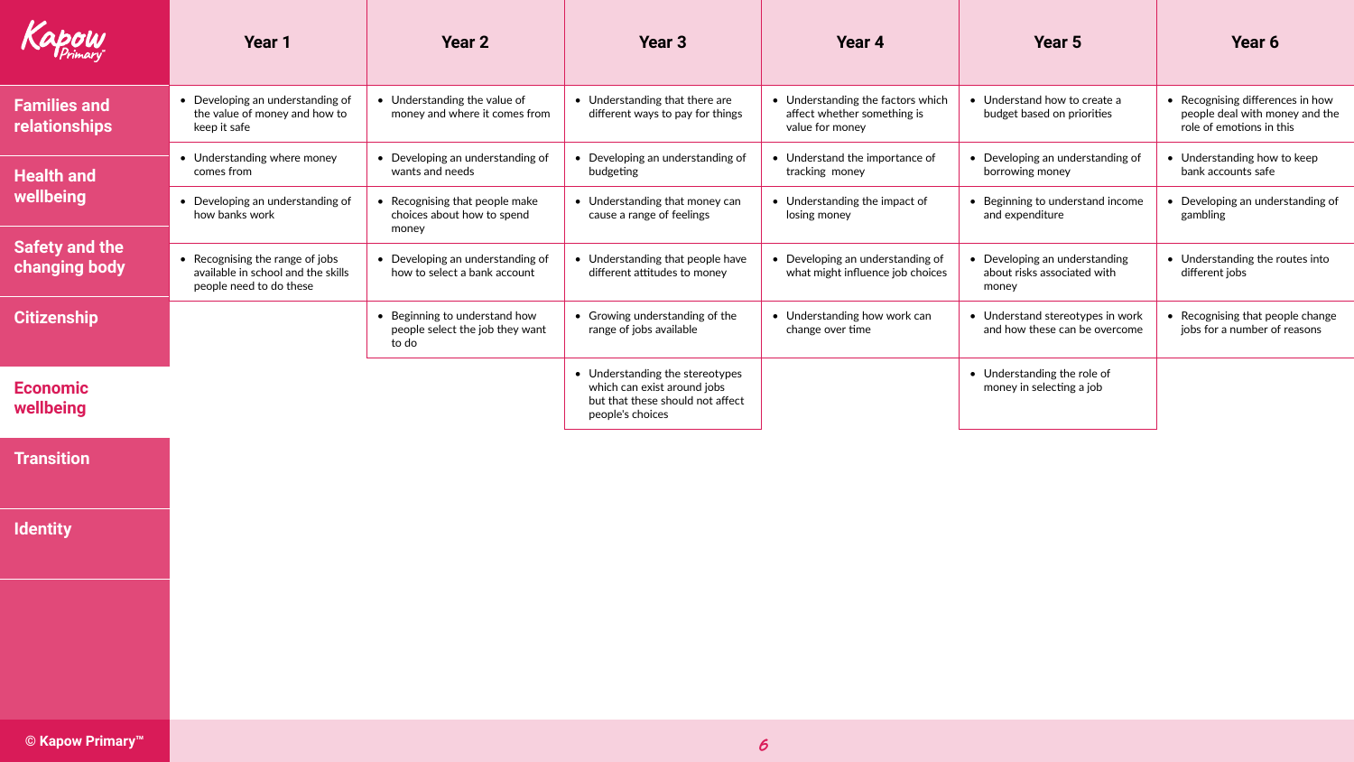Kapow Primary

- Families and relationships
- Health and wellbeing
- Safety and the changing body
- Citizenship
- **Economic wellbeing**
- Transition
- Identity

| Year 1 | Year 2 | Year 3 | Year 4 | Year 5 | Year 6 |
|---|---|---|---|---|---|
| • Developing an understanding of the value of money and how to keep it safe | • Understanding the value of money and where it comes from | • Understanding that there are different ways to pay for things | • Understanding the factors which affect whether something is value for money | • Understand how to create a budget based on priorities | • Recognising differences in how people deal with money and the role of emotions in this |
| • Understanding where money comes from | • Developing an understanding of wants and needs | • Developing an understanding of budgeting | • Understand the importance of tracking money | • Developing an understanding of borrowing money | • Understanding how to keep bank accounts safe |
| • Developing an understanding of how banks work | • Recognising that people make choices about how to spend money | • Understanding that money can cause a range of feelings | • Understanding the impact of losing money | • Beginning to understand income and expenditure | • Developing an understanding of gambling |
| • Recognising the range of jobs available in school and the skills people need to do these | • Developing an understanding of how to select a bank account | • Understanding that people have different attitudes to money | • Developing an understanding of what might influence job choices | • Developing an understanding about risks associated with money | • Understanding the routes into different jobs |
| | • Beginning to understand how people select the job they want to do | • Growing understanding of the range of jobs available | • Understanding how work can change over time | • Understand stereotypes in work and how these can be overcome | • Recognising that people change jobs for a number of reasons |
| | | • Understanding the stereotypes which can exist around jobs but that these should not affect people's choices | | • Understanding the role of money in selecting a job | |

© Kapow Primary™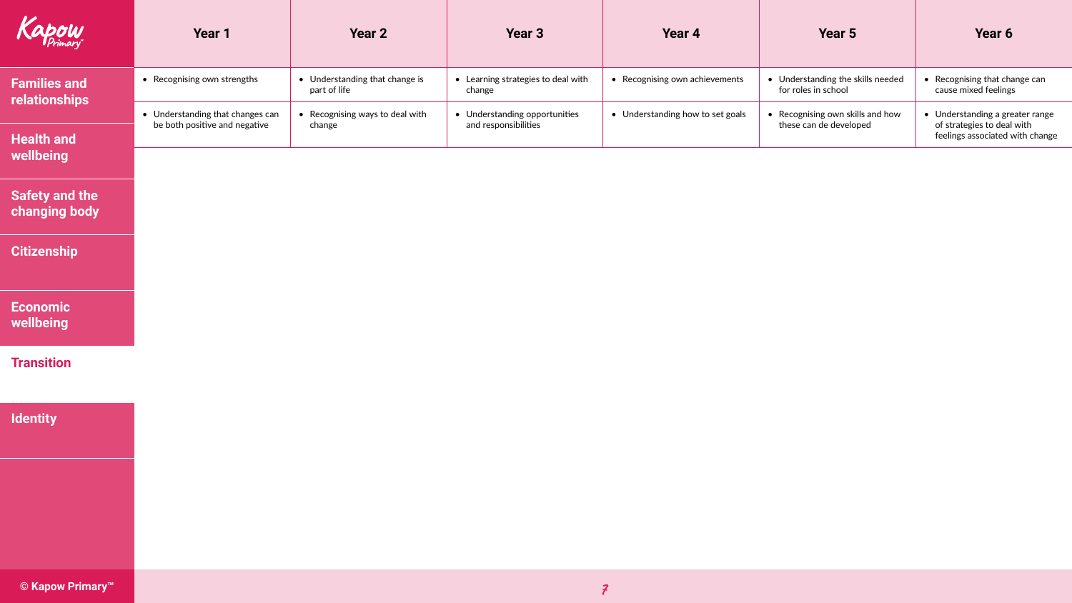## Transition

| Year 1 | Year 2 | Year 3 | Year 4 | Year 5 | Year 6 |
|---|---|---|---|---|---|
| • Recognising own strengths | • Understanding that change is part of life | • Learning strategies to deal with change | • Recognising own achievements | • Understanding the skills needed for roles in school | • Recognising that change can cause mixed feelings |
| • Understanding that changes can be both positive and negative | • Recognising ways to deal with change | • Understanding opportunities and responsibilities | • Understanding how to set goals | • Recognising own skills and how these can de developed | • Understanding a greater range of strategies to deal with feelings associated with change |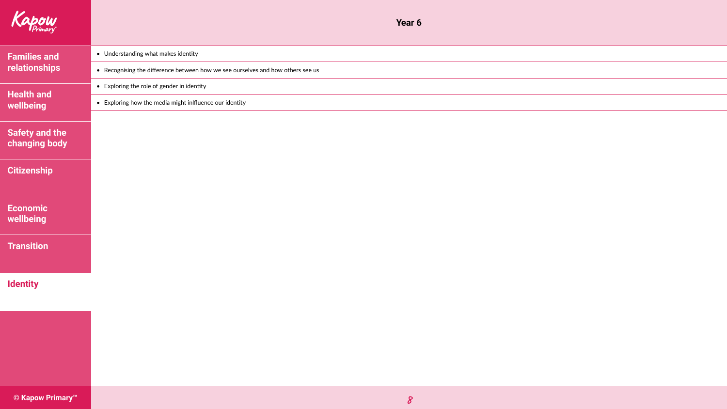## Year 6

**Identity**

- Understanding what makes identity
- Recognising the difference between how we see ourselves and how others see us
- Exploring the role of gender in identity
- Exploring how the media might inlfluence our identity

Families and relationships | Health and wellbeing | Safety and the changing body | Citizenship | Economic wellbeing | Transition | Identity

© Kapow Primary™